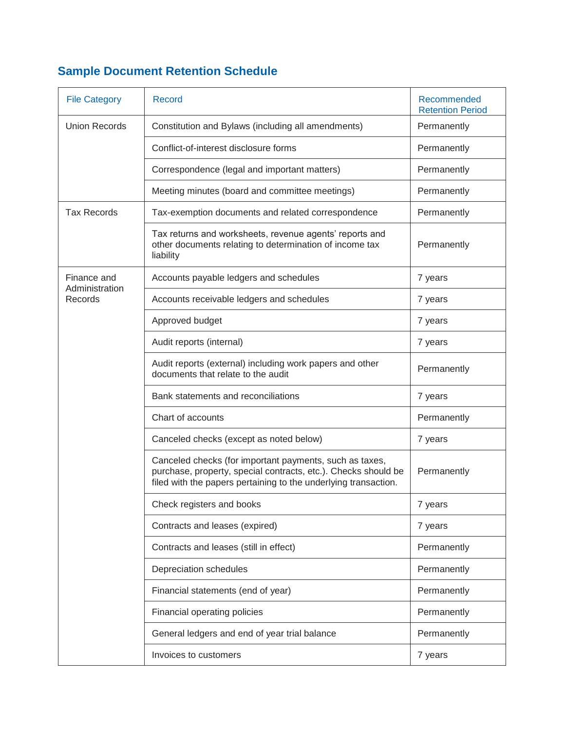## Sample Document Retention Schedule

| File Category | Record | Recommended Retention Period |
|---|---|---|
| Union Records | Constitution and Bylaws (including all amendments) | Permanently |
| | Conflict-of-interest disclosure forms | Permanently |
| | Correspondence (legal and important matters) | Permanently |
| | Meeting minutes (board and committee meetings) | Permanently |
| Tax Records | Tax-exemption documents and related correspondence | Permanently |
| | Tax returns and worksheets, revenue agents' reports and other documents relating to determination of income tax liability | Permanently |
| Finance and Administration Records | Accounts payable ledgers and schedules | 7 years |
| | Accounts receivable ledgers and schedules | 7 years |
| | Approved budget | 7 years |
| | Audit reports (internal) | 7 years |
| | Audit reports (external) including work papers and other documents that relate to the audit | Permanently |
| | Bank statements and reconciliations | 7 years |
| | Chart of accounts | Permanently |
| | Canceled checks (except as noted below) | 7 years |
| | Canceled checks (for important payments, such as taxes, purchase, property, special contracts, etc.). Checks should be filed with the papers pertaining to the underlying transaction. | Permanently |
| | Check registers and books | 7 years |
| | Contracts and leases (expired) | 7 years |
| | Contracts and leases (still in effect) | Permanently |
| | Depreciation schedules | Permanently |
| | Financial statements (end of year) | Permanently |
| | Financial operating policies | Permanently |
| | General ledgers and end of year trial balance | Permanently |
| | Invoices to customers | 7 years |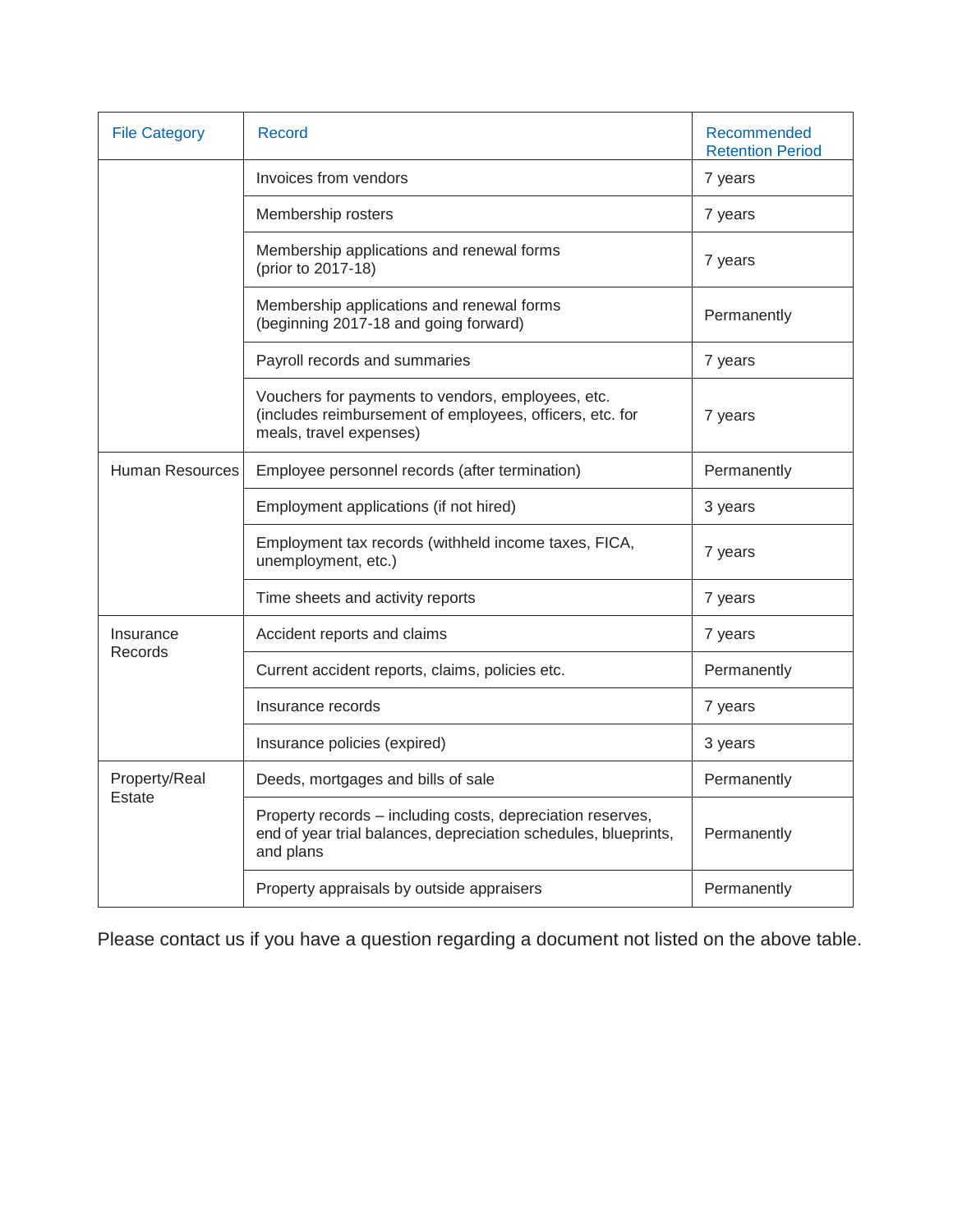| File Category | Record | Recommended Retention Period |
|---|---|---|
| | Invoices from vendors | 7 years |
| | Membership rosters | 7 years |
| | Membership applications and renewal forms (prior to 2017-18) | 7 years |
| | Membership applications and renewal forms (beginning 2017-18 and going forward) | Permanently |
| | Payroll records and summaries | 7 years |
| | Vouchers for payments to vendors, employees, etc. (includes reimbursement of employees, officers, etc. for meals, travel expenses) | 7 years |
| Human Resources | Employee personnel records (after termination) | Permanently |
| | Employment applications (if not hired) | 3 years |
| | Employment tax records (withheld income taxes, FICA, unemployment, etc.) | 7 years |
| | Time sheets and activity reports | 7 years |
| Insurance Records | Accident reports and claims | 7 years |
| | Current accident reports, claims, policies etc. | Permanently |
| | Insurance records | 7 years |
| | Insurance policies (expired) | 3 years |
| Property/Real Estate | Deeds, mortgages and bills of sale | Permanently |
| | Property records – including costs, depreciation reserves, end of year trial balances, depreciation schedules, blueprints, and plans | Permanently |
| | Property appraisals by outside appraisers | Permanently |

Please contact us if you have a question regarding a document not listed on the above table.